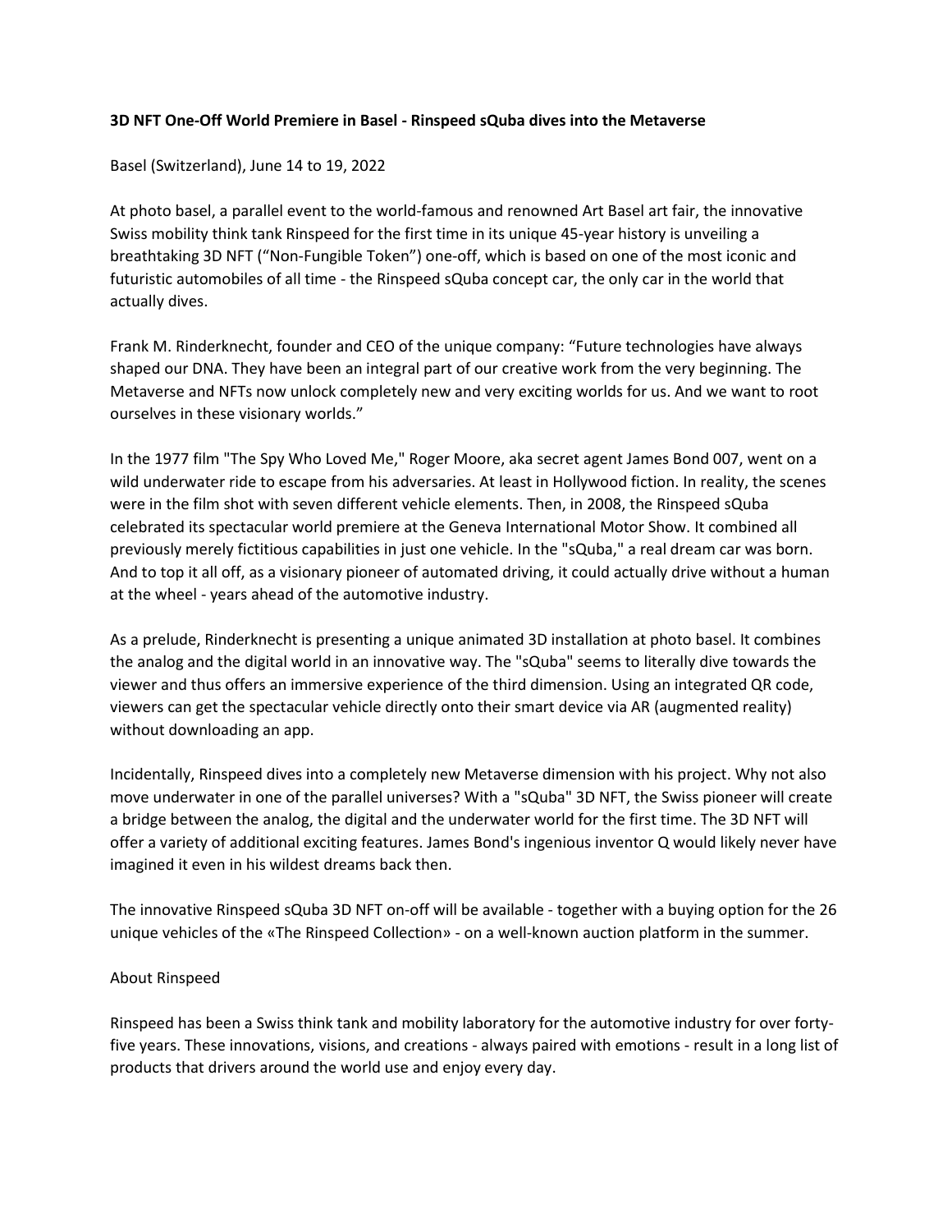**3D NFT One-Off World Premiere in Basel - Rinspeed sQuba dives into the Metaverse**

Basel (Switzerland), June 14 to 19, 2022

At photo basel, a parallel event to the world-famous and renowned Art Basel art fair, the innovative Swiss mobility think tank Rinspeed for the first time in its unique 45-year history is unveiling a breathtaking 3D NFT ("Non-Fungible Token") one-off, which is based on one of the most iconic and futuristic automobiles of all time - the Rinspeed sQuba concept car, the only car in the world that actually dives.

Frank M. Rinderknecht, founder and CEO of the unique company: "Future technologies have always shaped our DNA. They have been an integral part of our creative work from the very beginning. The Metaverse and NFTs now unlock completely new and very exciting worlds for us. And we want to root ourselves in these visionary worlds."

In the 1977 film "The Spy Who Loved Me," Roger Moore, aka secret agent James Bond 007, went on a wild underwater ride to escape from his adversaries. At least in Hollywood fiction. In reality, the scenes were in the film shot with seven different vehicle elements. Then, in 2008, the Rinspeed sQuba celebrated its spectacular world premiere at the Geneva International Motor Show. It combined all previously merely fictitious capabilities in just one vehicle. In the "sQuba," a real dream car was born. And to top it all off, as a visionary pioneer of automated driving, it could actually drive without a human at the wheel - years ahead of the automotive industry.

As a prelude, Rinderknecht is presenting a unique animated 3D installation at photo basel. It combines the analog and the digital world in an innovative way. The "sQuba" seems to literally dive towards the viewer and thus offers an immersive experience of the third dimension. Using an integrated QR code, viewers can get the spectacular vehicle directly onto their smart device via AR (augmented reality) without downloading an app.

Incidentally, Rinspeed dives into a completely new Metaverse dimension with his project. Why not also move underwater in one of the parallel universes? With a "sQuba" 3D NFT, the Swiss pioneer will create a bridge between the analog, the digital and the underwater world for the first time. The 3D NFT will offer a variety of additional exciting features. James Bond's ingenious inventor Q would likely never have imagined it even in his wildest dreams back then.

The innovative Rinspeed sQuba 3D NFT on-off will be available - together with a buying option for the 26 unique vehicles of the «The Rinspeed Collection» - on a well-known auction platform in the summer.

About Rinspeed

Rinspeed has been a Swiss think tank and mobility laboratory for the automotive industry for over forty-five years. These innovations, visions, and creations - always paired with emotions - result in a long list of products that drivers around the world use and enjoy every day.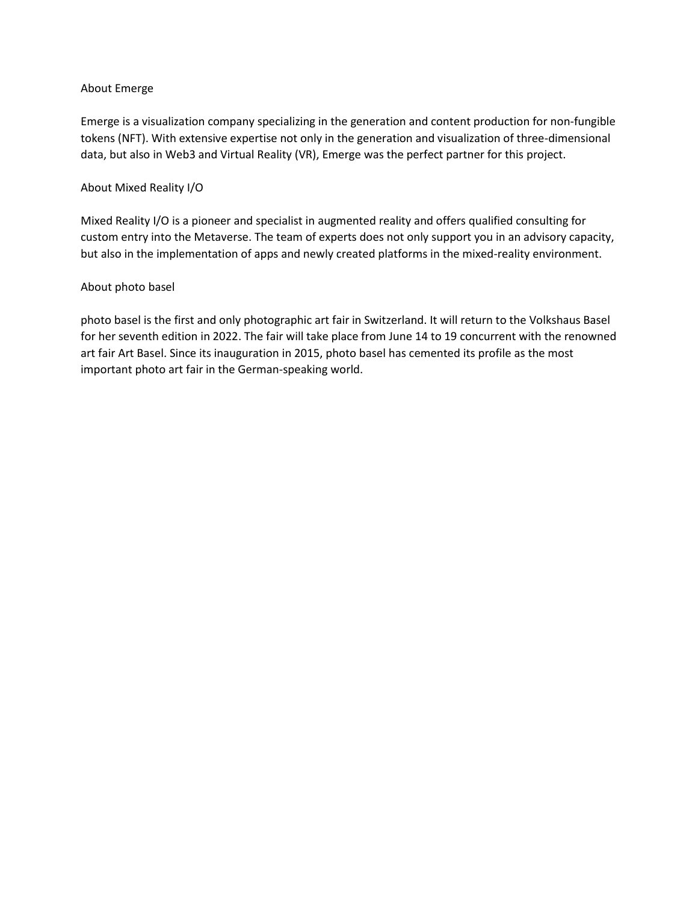## About Emerge

Emerge is a visualization company specializing in the generation and content production for non-fungible tokens (NFT). With extensive expertise not only in the generation and visualization of three-dimensional data, but also in Web3 and Virtual Reality (VR), Emerge was the perfect partner for this project.

## About Mixed Reality I/O

Mixed Reality I/O is a pioneer and specialist in augmented reality and offers qualified consulting for custom entry into the Metaverse. The team of experts does not only support you in an advisory capacity, but also in the implementation of apps and newly created platforms in the mixed-reality environment.

## About photo basel

photo basel is the first and only photographic art fair in Switzerland. It will return to the Volkshaus Basel for her seventh edition in 2022. The fair will take place from June 14 to 19 concurrent with the renowned art fair Art Basel. Since its inauguration in 2015, photo basel has cemented its profile as the most important photo art fair in the German-speaking world.